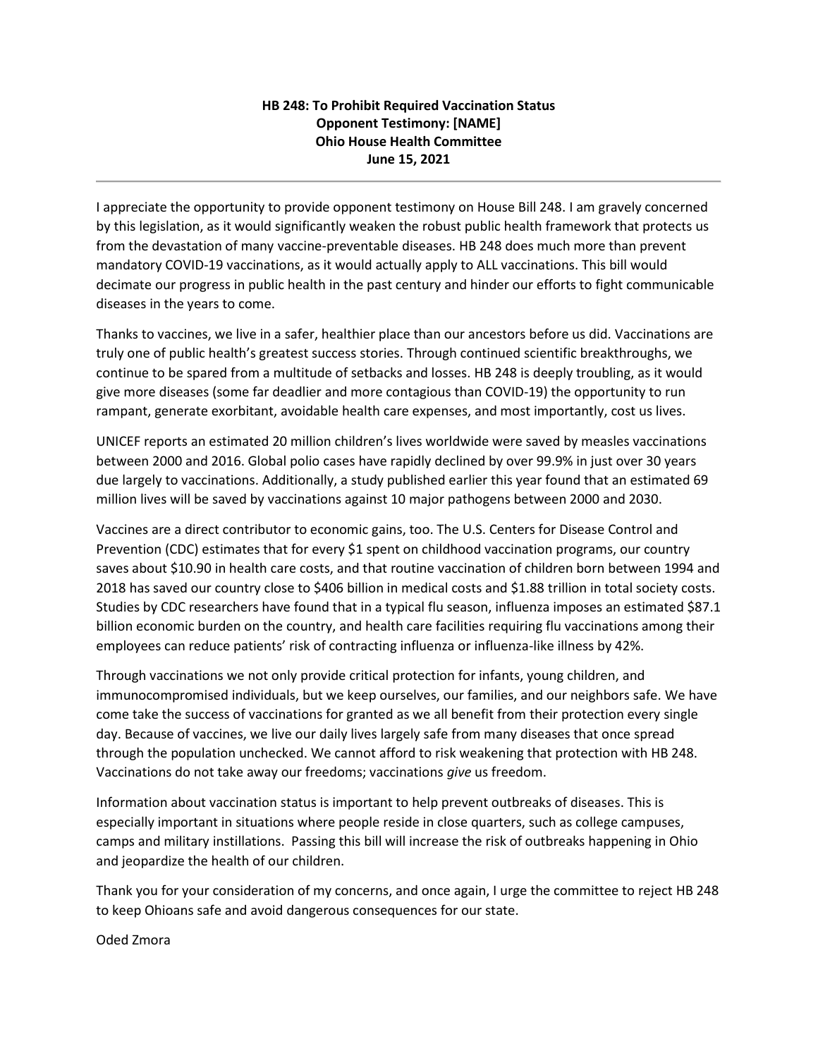**HB 248: To Prohibit Required Vaccination Status**
**Opponent Testimony: [NAME]**
**Ohio House Health Committee**
**June 15, 2021**

---

I appreciate the opportunity to provide opponent testimony on House Bill 248. I am gravely concerned by this legislation, as it would significantly weaken the robust public health framework that protects us from the devastation of many vaccine-preventable diseases. HB 248 does much more than prevent mandatory COVID-19 vaccinations, as it would actually apply to ALL vaccinations. This bill would decimate our progress in public health in the past century and hinder our efforts to fight communicable diseases in the years to come.

Thanks to vaccines, we live in a safer, healthier place than our ancestors before us did. Vaccinations are truly one of public health's greatest success stories. Through continued scientific breakthroughs, we continue to be spared from a multitude of setbacks and losses. HB 248 is deeply troubling, as it would give more diseases (some far deadlier and more contagious than COVID-19) the opportunity to run rampant, generate exorbitant, avoidable health care expenses, and most importantly, cost us lives.

UNICEF reports an estimated 20 million children's lives worldwide were saved by measles vaccinations between 2000 and 2016. Global polio cases have rapidly declined by over 99.9% in just over 30 years due largely to vaccinations. Additionally, a study published earlier this year found that an estimated 69 million lives will be saved by vaccinations against 10 major pathogens between 2000 and 2030.

Vaccines are a direct contributor to economic gains, too. The U.S. Centers for Disease Control and Prevention (CDC) estimates that for every $1 spent on childhood vaccination programs, our country saves about $10.90 in health care costs, and that routine vaccination of children born between 1994 and 2018 has saved our country close to $406 billion in medical costs and $1.88 trillion in total society costs. Studies by CDC researchers have found that in a typical flu season, influenza imposes an estimated $87.1 billion economic burden on the country, and health care facilities requiring flu vaccinations among their employees can reduce patients' risk of contracting influenza or influenza-like illness by 42%.

Through vaccinations we not only provide critical protection for infants, young children, and immunocompromised individuals, but we keep ourselves, our families, and our neighbors safe. We have come take the success of vaccinations for granted as we all benefit from their protection every single day. Because of vaccines, we live our daily lives largely safe from many diseases that once spread through the population unchecked. We cannot afford to risk weakening that protection with HB 248. Vaccinations do not take away our freedoms; vaccinations *give* us freedom.

Information about vaccination status is important to help prevent outbreaks of diseases. This is especially important in situations where people reside in close quarters, such as college campuses, camps and military instillations. Passing this bill will increase the risk of outbreaks happening in Ohio and jeopardize the health of our children.

Thank you for your consideration of my concerns, and once again, I urge the committee to reject HB 248 to keep Ohioans safe and avoid dangerous consequences for our state.

Oded Zmora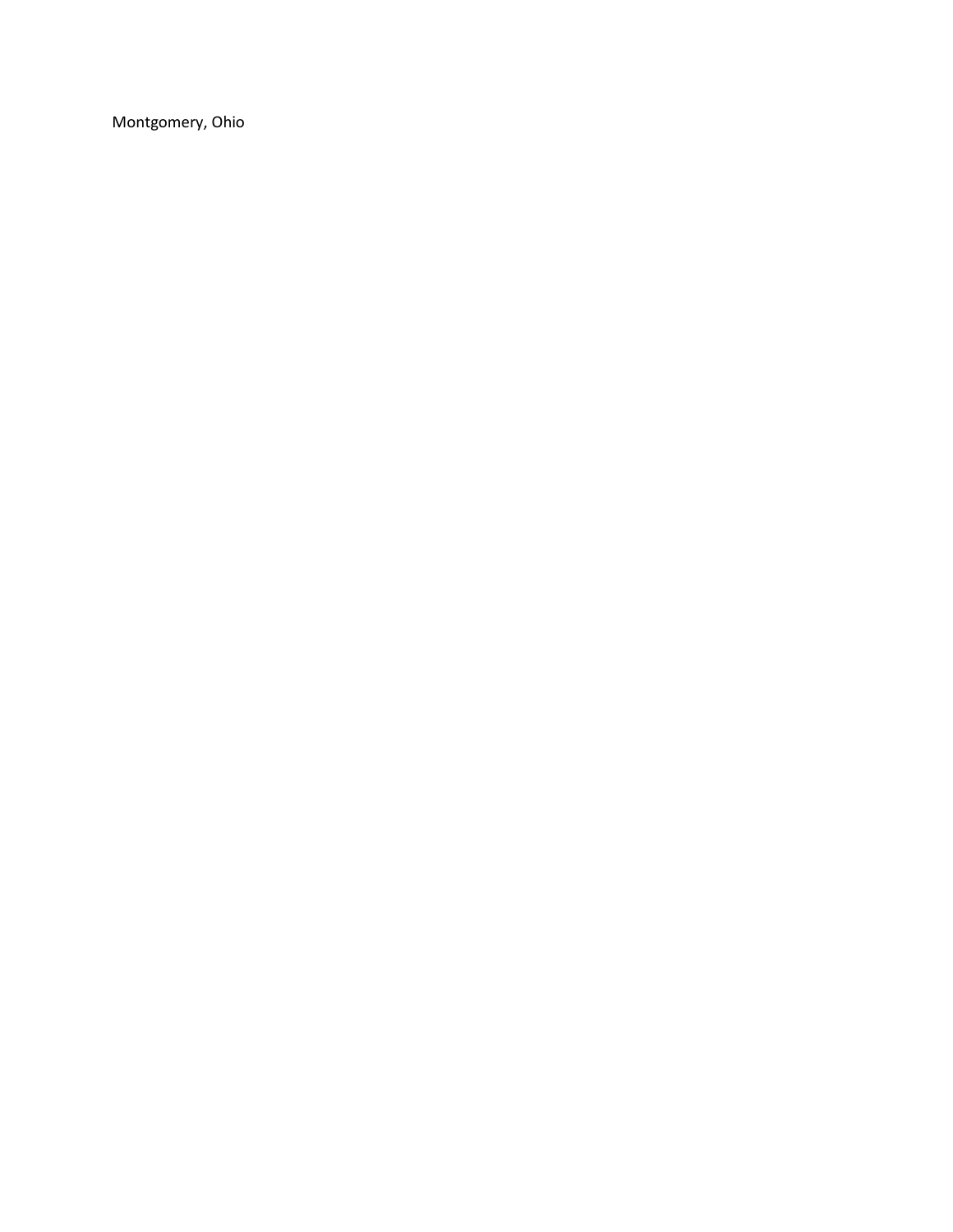Montgomery, Ohio